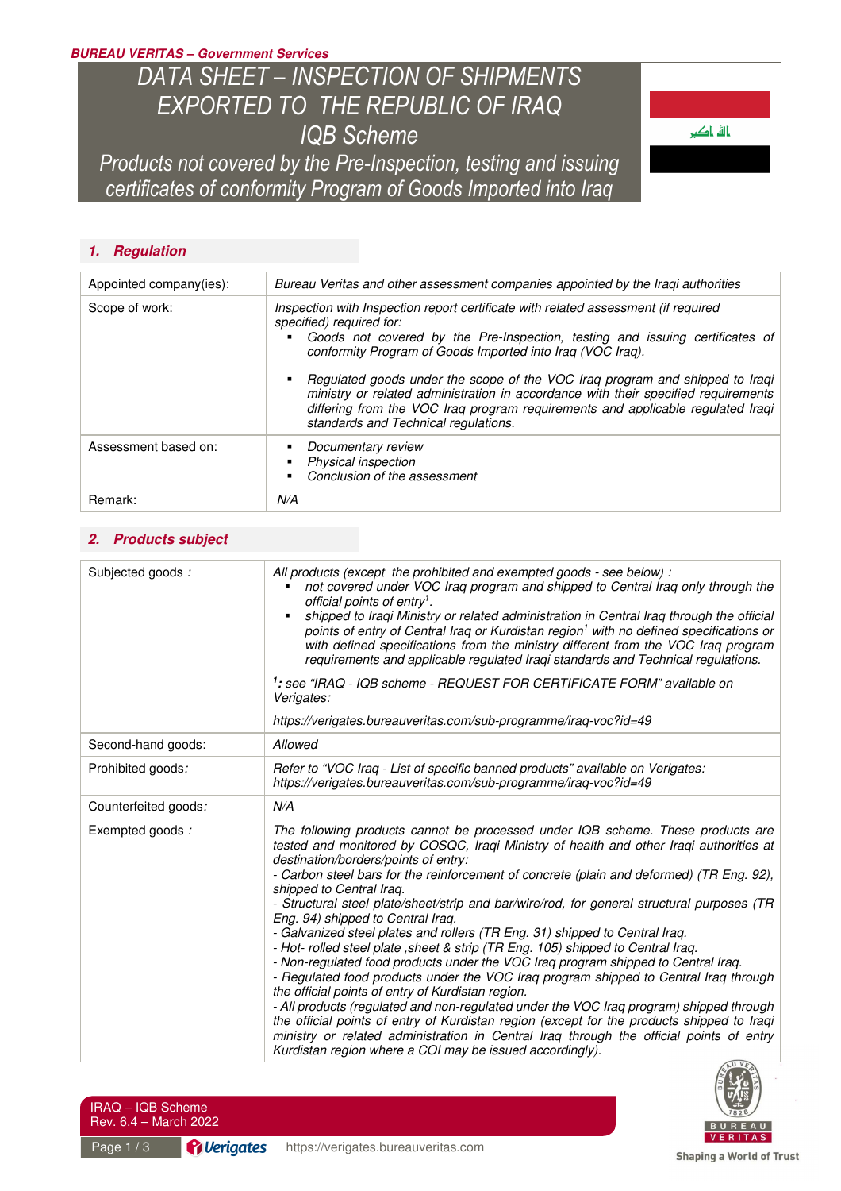**BUREAU VERITAS – Government Services**

# DATA SHEET – INSPECTION OF SHIPMENTS EXPORTED TO THE REPUBLIC OF IRAQ IQB Scheme

## Products not covered by the Pre-Inspection, testing and issuing certificates of conformity Program of Goods Imported into Iraq

## 1. Regulation

| | |
|---|---|
| Appointed company(ies): | *Bureau Veritas and other assessment companies appointed by the Iraqi authorities* |
| Scope of work: | *Inspection with Inspection report certificate with related assessment (if required specified) required for:*<br>▪ *Goods not covered by the Pre-Inspection, testing and issuing certificates of conformity Program of Goods Imported into Iraq (VOC Iraq).*<br>▪ *Regulated goods under the scope of the VOC Iraq program and shipped to Iraqi ministry or related administration in accordance with their specified requirements differing from the VOC Iraq program requirements and applicable regulated Iraqi standards and Technical regulations.* |
| Assessment based on: | ▪ *Documentary review*<br>▪ *Physical inspection*<br>▪ *Conclusion of the assessment* |
| Remark: | *N/A* |

## 2. Products subject

| | |
|---|---|
| Subjected goods : | *All products (except the prohibited and exempted goods - see below) :*<br>▪ *not covered under VOC Iraq program and shipped to Central Iraq only through the official points of entry*[1]*.*<br>▪ *shipped to Iraqi Ministry or related administration in Central Iraq through the official points of entry of Central Iraq or Kurdistan region*[1] *with no defined specifications or with defined specifications from the ministry different from the VOC Iraq program requirements and applicable regulated Iraqi standards and Technical regulations.*<br><br>**[1]:** *see "IRAQ - IQB scheme - REQUEST FOR CERTIFICATE FORM" available on Verigates:*<br><br>*https://verigates.bureauveritas.com/sub-programme/iraq-voc?id=49* |
| Second-hand goods: | *Allowed* |
| Prohibited goods: | *Refer to "VOC Iraq - List of specific banned products" available on Verigates: https://verigates.bureauveritas.com/sub-programme/iraq-voc?id=49* |
| Counterfeited goods: | *N/A* |
| Exempted goods : | *The following products cannot be processed under IQB scheme. These products are tested and monitored by COSQC, Iraqi Ministry of health and other Iraqi authorities at destination/borders/points of entry:*<br>*- Carbon steel bars for the reinforcement of concrete (plain and deformed) (TR Eng. 92), shipped to Central Iraq.*<br>*- Structural steel plate/sheet/strip and bar/wire/rod, for general structural purposes (TR Eng. 94) shipped to Central Iraq.*<br>*- Galvanized steel plates and rollers (TR Eng. 31) shipped to Central Iraq.*<br>*- Hot- rolled steel plate ,sheet & strip (TR Eng. 105) shipped to Central Iraq.*<br>*- Non-regulated food products under the VOC Iraq program shipped to Central Iraq.*<br>*- Regulated food products under the VOC Iraq program shipped to Central Iraq through the official points of entry of Kurdistan region.*<br>*- All products (regulated and non-regulated under the VOC Iraq program) shipped through the official points of entry of Kurdistan region (except for the products shipped to Iraqi ministry or related administration in Central Iraq through the official points of entry Kurdistan region where a COI may be issued accordingly).* |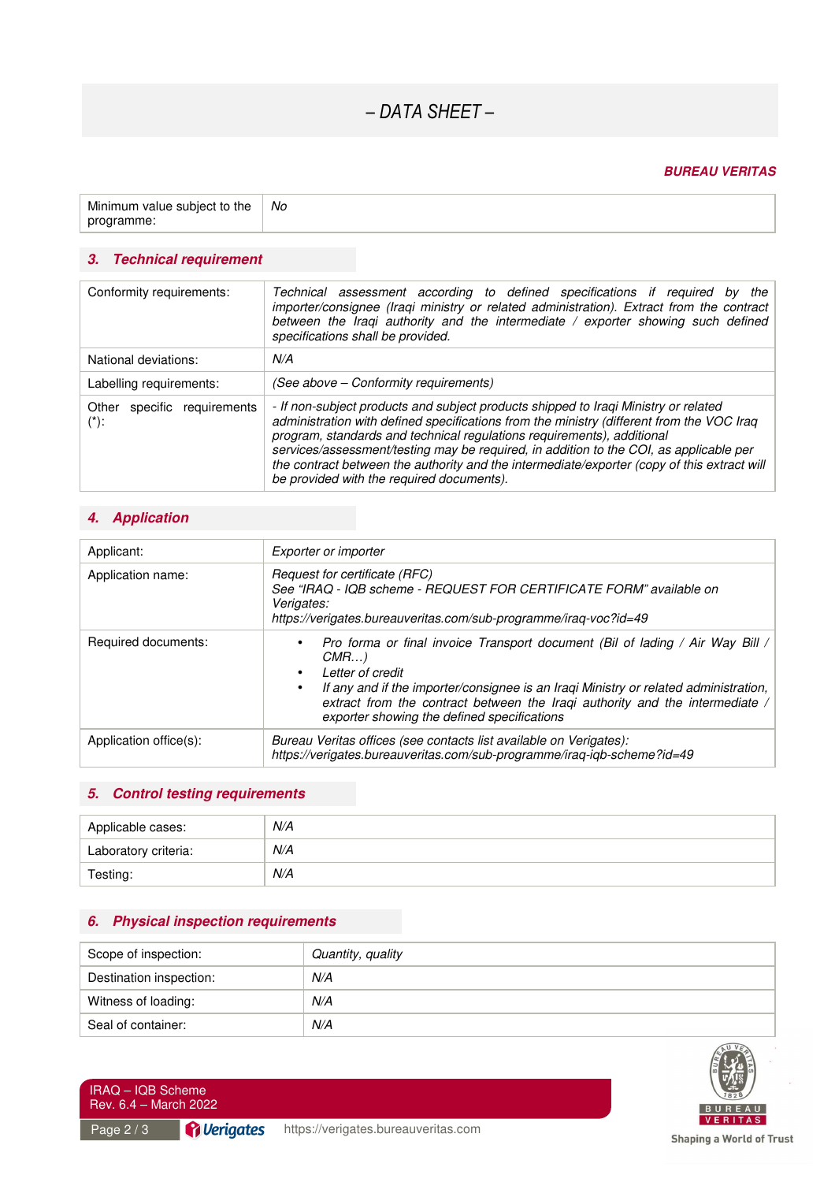| Minimum value subject to the programme: | *No* |
|---|---|

## 3. Technical requirement

| Conformity requirements: | *Technical assessment according to defined specifications if required by the importer/consignee (Iraqi ministry or related administration). Extract from the contract between the Iraqi authority and the intermediate / exporter showing such defined specifications shall be provided.* |
|---|---|
| National deviations: | *N/A* |
| Labelling requirements: | *(See above – Conformity requirements)* |
| Other specific requirements (*): | *- If non-subject products and subject products shipped to Iraqi Ministry or related administration with defined specifications from the ministry (different from the VOC Iraq program, standards and technical regulations requirements), additional services/assessment/testing may be required, in addition to the COI, as applicable per the contract between the authority and the intermediate/exporter (copy of this extract will be provided with the required documents).* |

## 4. Application

| Applicant: | *Exporter or importer* |
|---|---|
| Application name: | *Request for certificate (RFC)*<br>*See "IRAQ - IQB scheme - REQUEST FOR CERTIFICATE FORM" available on Verigates:*<br>*https://verigates.bureauveritas.com/sub-programme/iraq-voc?id=49* |
| Required documents: | • *Pro forma or final invoice Transport document (Bil of lading / Air Way Bill / CMR…)*<br>• *Letter of credit*<br>• *If any and if the importer/consignee is an Iraqi Ministry or related administration, extract from the contract between the Iraqi authority and the intermediate / exporter showing the defined specifications* |
| Application office(s): | *Bureau Veritas offices (see contacts list available on Verigates):*<br>*https://verigates.bureauveritas.com/sub-programme/iraq-iqb-scheme?id=49* |

## 5. Control testing requirements

| Applicable cases: | *N/A* |
|---|---|
| Laboratory criteria: | *N/A* |
| Testing: | *N/A* |

## 6. Physical inspection requirements

| Scope of inspection: | *Quantity, quality* |
|---|---|
| Destination inspection: | *N/A* |
| Witness of loading: | *N/A* |
| Seal of container: | *N/A* |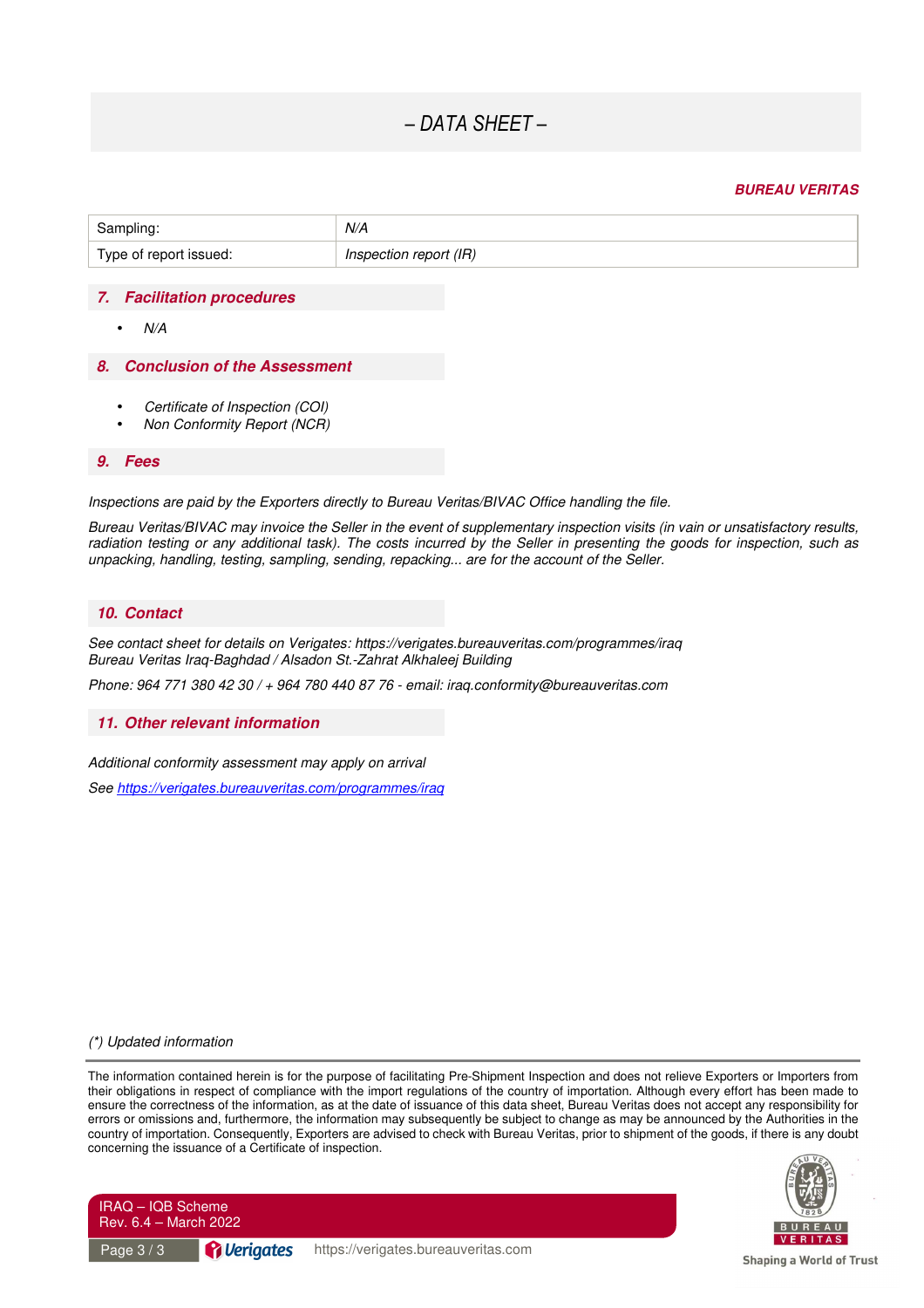# – DATA SHEET –

***BUREAU VERITAS***

| | |
|---|---|
| Sampling: | *N/A* |
| Type of report issued: | *Inspection report (IR)* |

## 7. Facilitation procedures

- *N/A*

## 8. Conclusion of the Assessment

- *Certificate of Inspection (COI)*
- *Non Conformity Report (NCR)*

## 9. Fees

*Inspections are paid by the Exporters directly to Bureau Veritas/BIVAC Office handling the file.*

*Bureau Veritas/BIVAC may invoice the Seller in the event of supplementary inspection visits (in vain or unsatisfactory results, radiation testing or any additional task). The costs incurred by the Seller in presenting the goods for inspection, such as unpacking, handling, testing, sampling, sending, repacking... are for the account of the Seller.*

## 10. Contact

*See contact sheet for details on Verigates: https://verigates.bureauveritas.com/programmes/iraq*
*Bureau Veritas Iraq-Baghdad / Alsadon St.-Zahrat Alkhaleej Building*

*Phone: 964 771 380 42 30 / + 964 780 440 87 76 - email: iraq.conformity@bureauveritas.com*

## 11. Other relevant information

*Additional conformity assessment may apply on arrival*

*See [https://verigates.bureauveritas.com/programmes/iraq](https://verigates.bureauveritas.com/programmes/iraq)*

*(\*) Updated information*

The information contained herein is for the purpose of facilitating Pre-Shipment Inspection and does not relieve Exporters or Importers from their obligations in respect of compliance with the import regulations of the country of importation. Although every effort has been made to ensure the correctness of the information, as at the date of issuance of this data sheet, Bureau Veritas does not accept any responsibility for errors or omissions and, furthermore, the information may subsequently be subject to change as may be announced by the Authorities in the country of importation. Consequently, Exporters are advised to check with Bureau Veritas, prior to shipment of the goods, if there is any doubt concerning the issuance of a Certificate of inspection.

IRAQ – IQB Scheme
Rev. 6.4 – March 2022